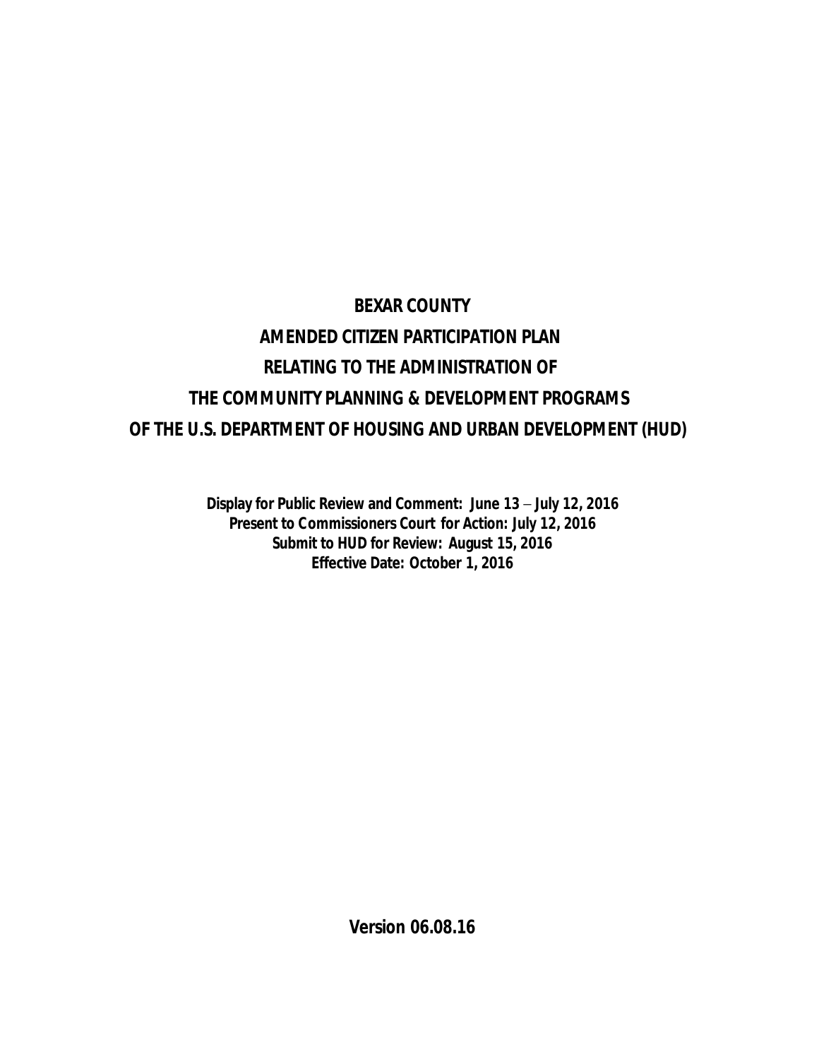# BEXAR COUNTY

# AMENDED CITIZEN PARTICIPATION PLAN

# RELATING TO THE ADMINISTRATION OF

# THE COMMUNITY PLANNING & DEVELOPMENT PROGRAMS

# OF THE U.S. DEPARTMENT OF HOUSING AND URBAN DEVELOPMENT (HUD)

**Display for Public Review and Comment: June 13 – July 12, 2016**
**Present to Commissioners Court for Action: July 12, 2016**
**Submit to HUD for Review: August 15, 2016**
**Effective Date: October 1, 2016**

**Version 06.08.16**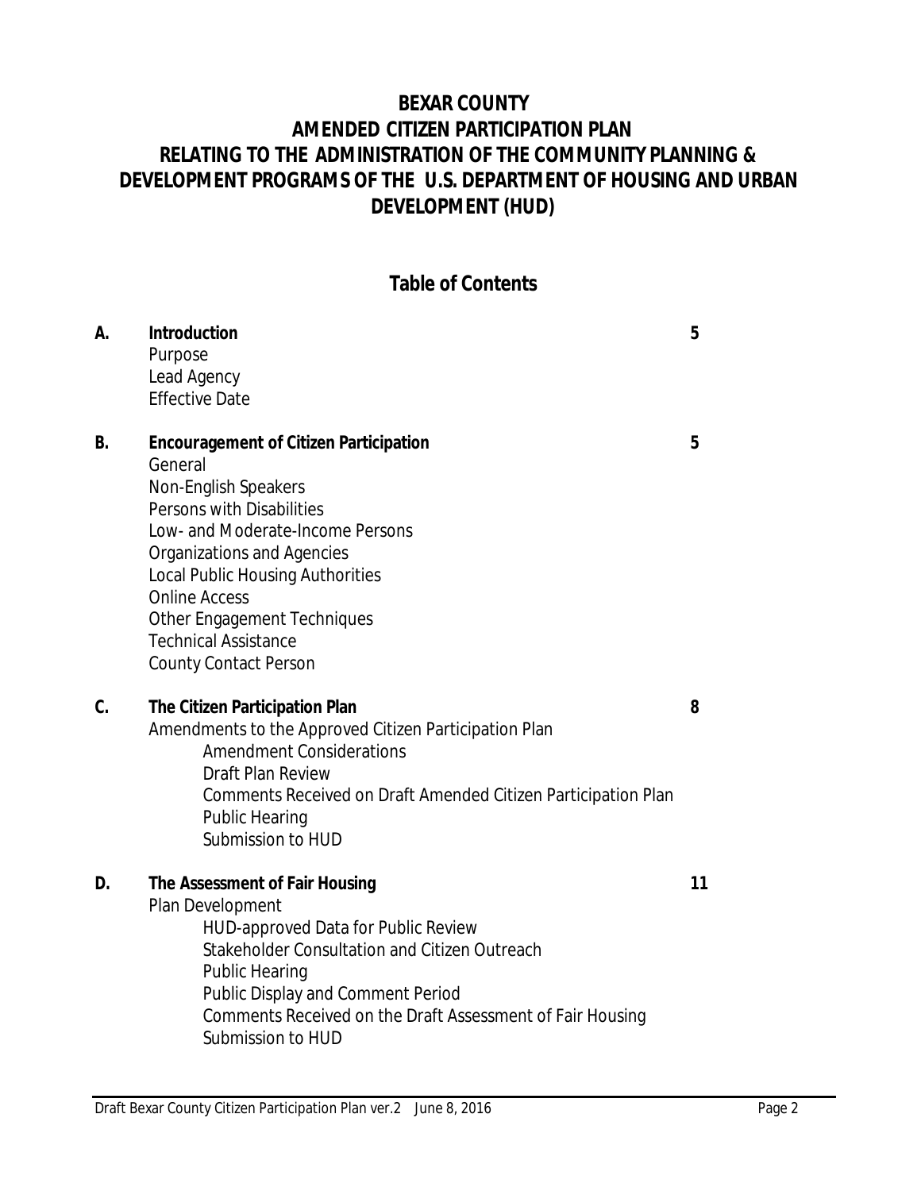# BEXAR COUNTY
# AMENDED CITIZEN PARTICIPATION PLAN
# RELATING TO THE ADMINISTRATION OF THE COMMUNITY PLANNING & DEVELOPMENT PROGRAMS OF THE U.S. DEPARTMENT OF HOUSING AND URBAN DEVELOPMENT (HUD)

## Table of Contents

| | | |
|---|---|---|
| **A.** | **Introduction**<br>Purpose<br>Lead Agency<br>Effective Date | **5** |
| **B.** | **Encouragement of Citizen Participation**<br>General<br>Non-English Speakers<br>Persons with Disabilities<br>Low- and Moderate-Income Persons<br>Organizations and Agencies<br>Local Public Housing Authorities<br>Online Access<br>Other Engagement Techniques<br>Technical Assistance<br>County Contact Person | **5** |
| **C.** | **The Citizen Participation Plan**<br>Amendments to the Approved Citizen Participation Plan<br>&nbsp;&nbsp;&nbsp;&nbsp;Amendment Considerations<br>&nbsp;&nbsp;&nbsp;&nbsp;Draft Plan Review<br>&nbsp;&nbsp;&nbsp;&nbsp;Comments Received on Draft Amended Citizen Participation Plan<br>&nbsp;&nbsp;&nbsp;&nbsp;Public Hearing<br>&nbsp;&nbsp;&nbsp;&nbsp;Submission to HUD | **8** |
| **D.** | **The Assessment of Fair Housing**<br>Plan Development<br>&nbsp;&nbsp;&nbsp;&nbsp;HUD-approved Data for Public Review<br>&nbsp;&nbsp;&nbsp;&nbsp;Stakeholder Consultation and Citizen Outreach<br>&nbsp;&nbsp;&nbsp;&nbsp;Public Hearing<br>&nbsp;&nbsp;&nbsp;&nbsp;Public Display and Comment Period<br>&nbsp;&nbsp;&nbsp;&nbsp;Comments Received on the Draft Assessment of Fair Housing<br>&nbsp;&nbsp;&nbsp;&nbsp;Submission to HUD | **11** |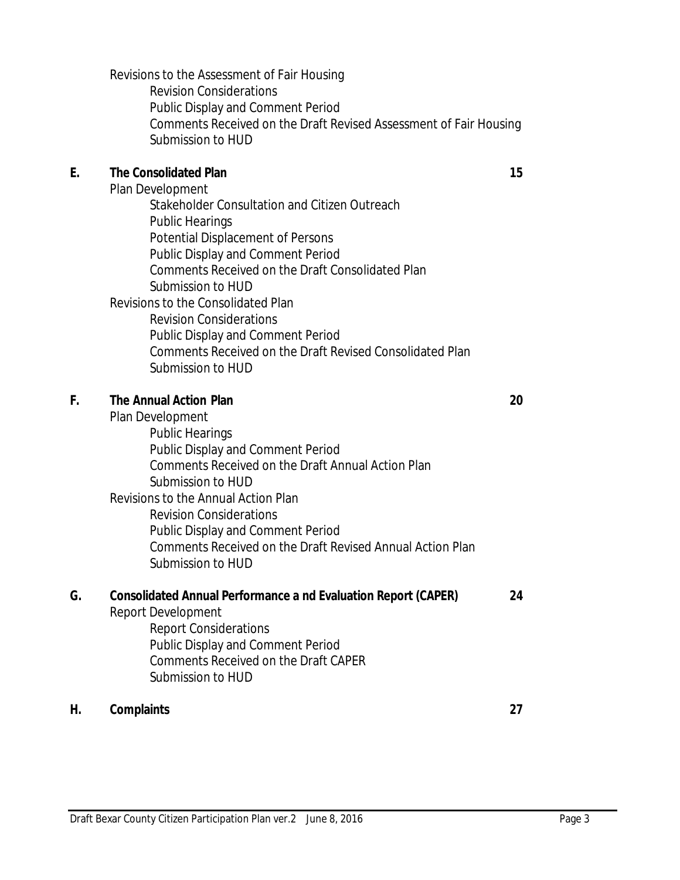Revisions to the Assessment of Fair Housing
- Revision Considerations
- Public Display and Comment Period
- Comments Received on the Draft Revised Assessment of Fair Housing
- Submission to HUD

| | | |
|---|---|---|
| **E.** | **The Consolidated Plan** | **15** |

Plan Development
- Stakeholder Consultation and Citizen Outreach
- Public Hearings
- Potential Displacement of Persons
- Public Display and Comment Period
- Comments Received on the Draft Consolidated Plan
- Submission to HUD

Revisions to the Consolidated Plan
- Revision Considerations
- Public Display and Comment Period
- Comments Received on the Draft Revised Consolidated Plan
- Submission to HUD

| | | |
|---|---|---|
| **F.** | **The Annual Action Plan** | **20** |

Plan Development
- Public Hearings
- Public Display and Comment Period
- Comments Received on the Draft Annual Action Plan
- Submission to HUD

Revisions to the Annual Action Plan
- Revision Considerations
- Public Display and Comment Period
- Comments Received on the Draft Revised Annual Action Plan
- Submission to HUD

| | | |
|---|---|---|
| **G.** | **Consolidated Annual Performance a nd Evaluation Report (CAPER)** | **24** |

Report Development
- Report Considerations
- Public Display and Comment Period
- Comments Received on the Draft CAPER
- Submission to HUD

| | | |
|---|---|---|
| **H.** | **Complaints** | **27** |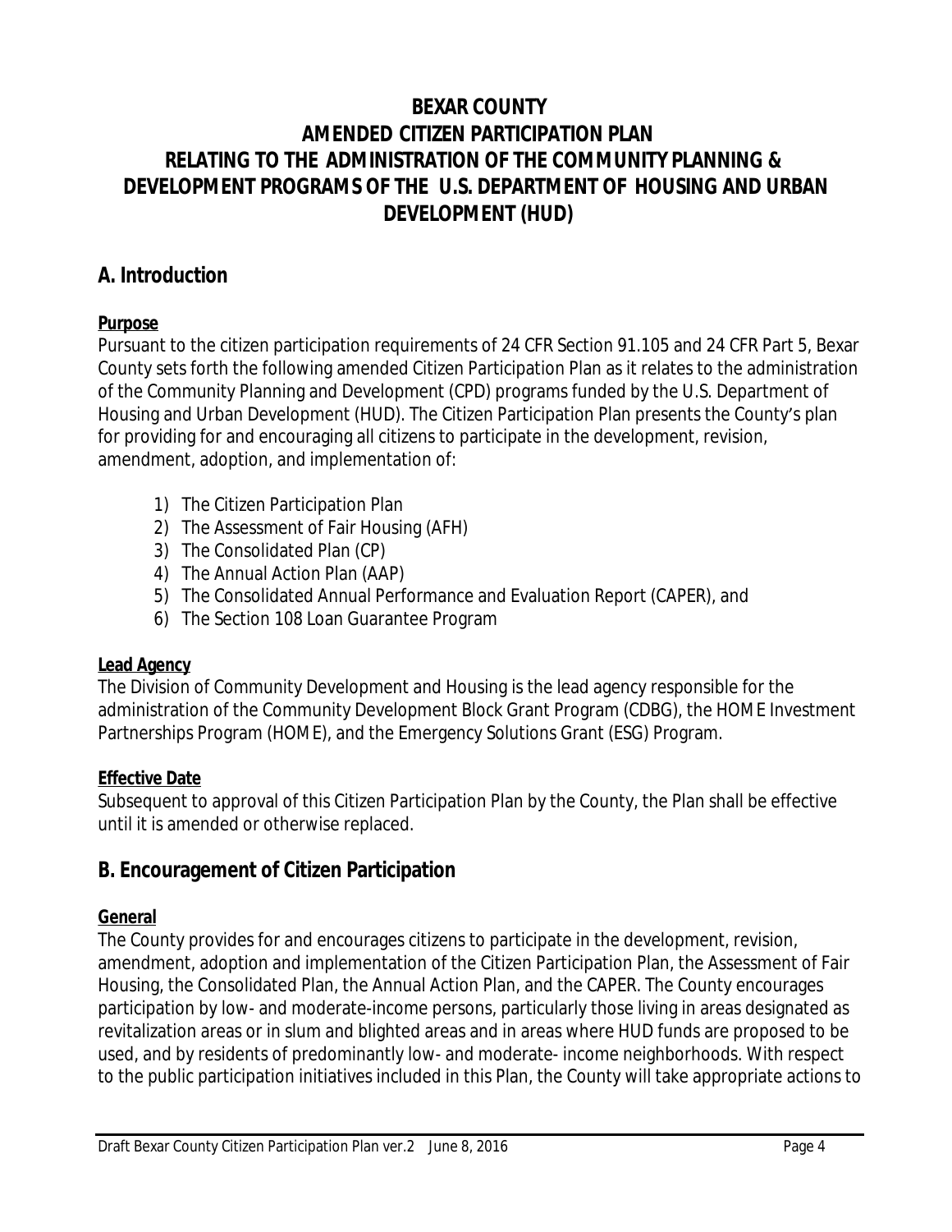# BEXAR COUNTY
# AMENDED CITIZEN PARTICIPATION PLAN
# RELATING TO THE ADMINISTRATION OF THE COMMUNITY PLANNING & DEVELOPMENT PROGRAMS OF THE U.S. DEPARTMENT OF HOUSING AND URBAN DEVELOPMENT (HUD)

## A. Introduction

### Purpose

Pursuant to the citizen participation requirements of 24 CFR Section 91.105 and 24 CFR Part 5, Bexar County sets forth the following amended Citizen Participation Plan as it relates to the administration of the Community Planning and Development (CPD) programs funded by the U.S. Department of Housing and Urban Development (HUD). The Citizen Participation Plan presents the County's plan for providing for and encouraging all citizens to participate in the development, revision, amendment, adoption, and implementation of:

1) The Citizen Participation Plan
2) The Assessment of Fair Housing (AFH)
3) The Consolidated Plan (CP)
4) The Annual Action Plan (AAP)
5) The Consolidated Annual Performance and Evaluation Report (CAPER), and
6) The Section 108 Loan Guarantee Program

### Lead Agency

The Division of Community Development and Housing is the lead agency responsible for the administration of the Community Development Block Grant Program (CDBG), the HOME Investment Partnerships Program (HOME), and the Emergency Solutions Grant (ESG) Program.

### Effective Date

Subsequent to approval of this Citizen Participation Plan by the County, the Plan shall be effective until it is amended or otherwise replaced.

## B. Encouragement of Citizen Participation

### General

The County provides for and encourages citizens to participate in the development, revision, amendment, adoption and implementation of the Citizen Participation Plan, the Assessment of Fair Housing, the Consolidated Plan, the Annual Action Plan, and the CAPER. The County encourages participation by low- and moderate-income persons, particularly those living in areas designated as revitalization areas or in slum and blighted areas and in areas where HUD funds are proposed to be used, and by residents of predominantly low- and moderate- income neighborhoods. With respect to the public participation initiatives included in this Plan, the County will take appropriate actions to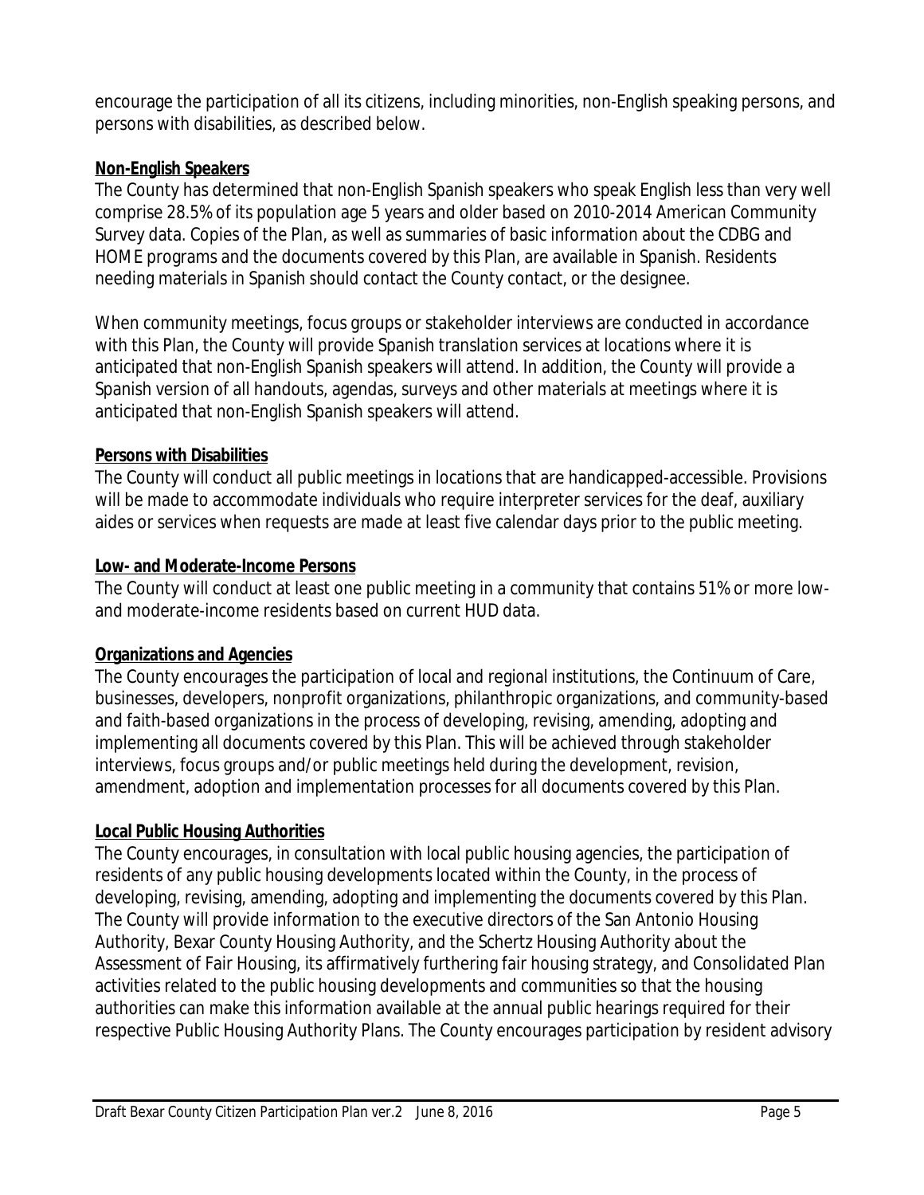encourage the participation of all its citizens, including minorities, non-English speaking persons, and persons with disabilities, as described below.

**Non-English Speakers**

The County has determined that non-English Spanish speakers who speak English less than very well comprise 28.5% of its population age 5 years and older based on 2010-2014 American Community Survey data. Copies of the Plan, as well as summaries of basic information about the CDBG and HOME programs and the documents covered by this Plan, are available in Spanish. Residents needing materials in Spanish should contact the County contact, or the designee.

When community meetings, focus groups or stakeholder interviews are conducted in accordance with this Plan, the County will provide Spanish translation services at locations where it is anticipated that non-English Spanish speakers will attend. In addition, the County will provide a Spanish version of all handouts, agendas, surveys and other materials at meetings where it is anticipated that non-English Spanish speakers will attend.

**Persons with Disabilities**

The County will conduct all public meetings in locations that are handicapped-accessible. Provisions will be made to accommodate individuals who require interpreter services for the deaf, auxiliary aides or services when requests are made at least five calendar days prior to the public meeting.

**Low- and Moderate-Income Persons**

The County will conduct at least one public meeting in a community that contains 51% or more low- and moderate-income residents based on current HUD data.

**Organizations and Agencies**

The County encourages the participation of local and regional institutions, the Continuum of Care, businesses, developers, nonprofit organizations, philanthropic organizations, and community-based and faith-based organizations in the process of developing, revising, amending, adopting and implementing all documents covered by this Plan. This will be achieved through stakeholder interviews, focus groups and/or public meetings held during the development, revision, amendment, adoption and implementation processes for all documents covered by this Plan.

**Local Public Housing Authorities**

The County encourages, in consultation with local public housing agencies, the participation of residents of any public housing developments located within the County, in the process of developing, revising, amending, adopting and implementing the documents covered by this Plan. The County will provide information to the executive directors of the San Antonio Housing Authority, Bexar County Housing Authority, and the Schertz Housing Authority about the Assessment of Fair Housing, its affirmatively furthering fair housing strategy, and Consolidated Plan activities related to the public housing developments and communities so that the housing authorities can make this information available at the annual public hearings required for their respective Public Housing Authority Plans. The County encourages participation by resident advisory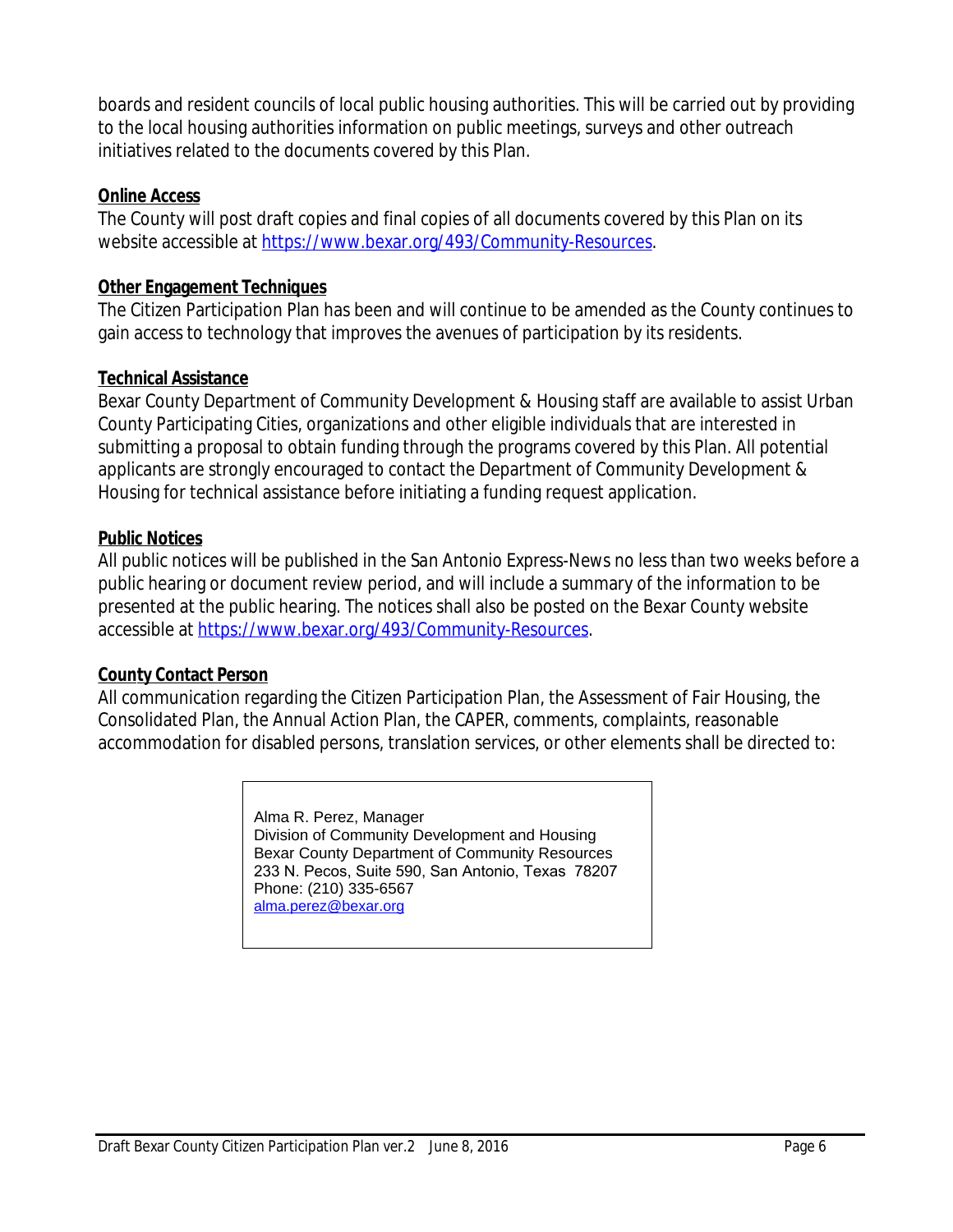boards and resident councils of local public housing authorities. This will be carried out by providing to the local housing authorities information on public meetings, surveys and other outreach initiatives related to the documents covered by this Plan.

**Online Access**

The County will post draft copies and final copies of all documents covered by this Plan on its website accessible at [https://www.bexar.org/493/Community-Resources](https://www.bexar.org/493/Community-Resources).

**Other Engagement Techniques**

The Citizen Participation Plan has been and will continue to be amended as the County continues to gain access to technology that improves the avenues of participation by its residents.

**Technical Assistance**

Bexar County Department of Community Development & Housing staff are available to assist Urban County Participating Cities, organizations and other eligible individuals that are interested in submitting a proposal to obtain funding through the programs covered by this Plan. All potential applicants are strongly encouraged to contact the Department of Community Development & Housing for technical assistance before initiating a funding request application.

**Public Notices**

All public notices will be published in the San Antonio Express-News no less than two weeks before a public hearing or document review period, and will include a summary of the information to be presented at the public hearing. The notices shall also be posted on the Bexar County website accessible at [https://www.bexar.org/493/Community-Resources](https://www.bexar.org/493/Community-Resources).

**County Contact Person**

All communication regarding the Citizen Participation Plan, the Assessment of Fair Housing, the Consolidated Plan, the Annual Action Plan, the CAPER, comments, complaints, reasonable accommodation for disabled persons, translation services, or other elements shall be directed to:

> Alma R. Perez, Manager
> Division of Community Development and Housing
> Bexar County Department of Community Resources
> 233 N. Pecos, Suite 590, San Antonio, Texas 78207
> Phone: (210) 335-6567
> [alma.perez@bexar.org](mailto:alma.perez@bexar.org)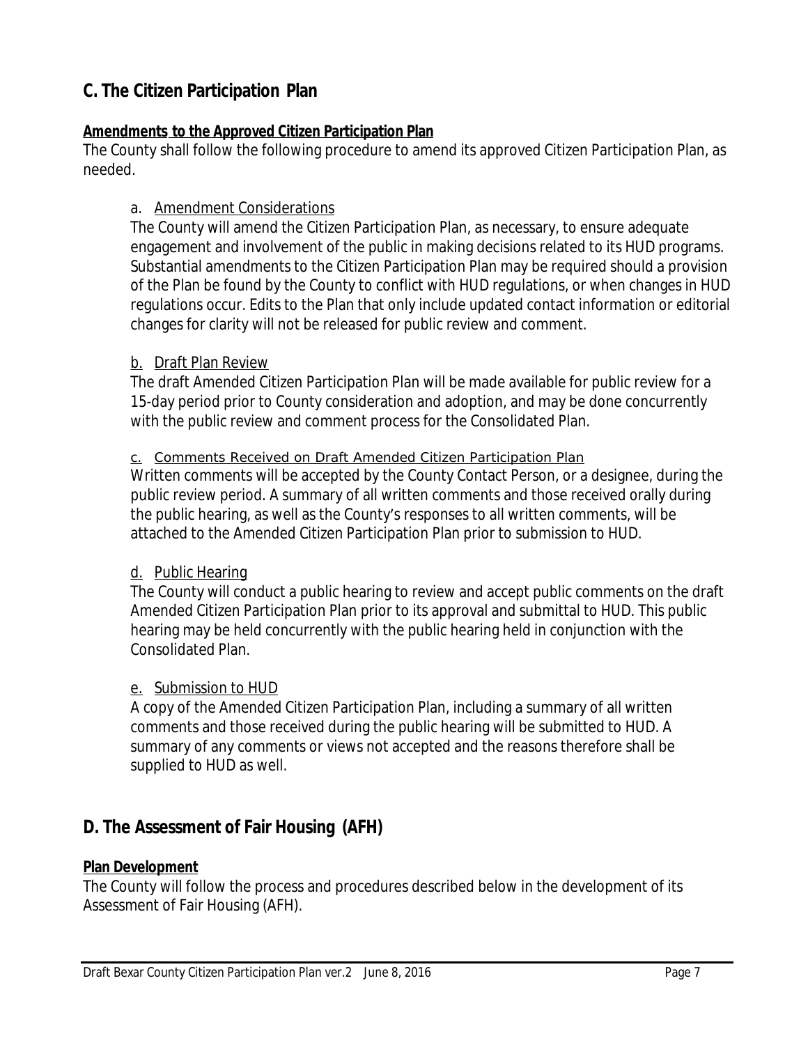## C. The Citizen Participation Plan

**Amendments to the Approved Citizen Participation Plan**

The County shall follow the following procedure to amend its approved Citizen Participation Plan, as needed.

a. Amendment Considerations

The County will amend the Citizen Participation Plan, as necessary, to ensure adequate engagement and involvement of the public in making decisions related to its HUD programs. Substantial amendments to the Citizen Participation Plan may be required should a provision of the Plan be found by the County to conflict with HUD regulations, or when changes in HUD regulations occur. Edits to the Plan that only include updated contact information or editorial changes for clarity will not be released for public review and comment.

b. Draft Plan Review

The draft Amended Citizen Participation Plan will be made available for public review for a 15-day period prior to County consideration and adoption, and may be done concurrently with the public review and comment process for the Consolidated Plan.

c. Comments Received on Draft Amended Citizen Participation Plan

Written comments will be accepted by the County Contact Person, or a designee, during the public review period. A summary of all written comments and those received orally during the public hearing, as well as the County's responses to all written comments, will be attached to the Amended Citizen Participation Plan prior to submission to HUD.

d. Public Hearing

The County will conduct a public hearing to review and accept public comments on the draft Amended Citizen Participation Plan prior to its approval and submittal to HUD. This public hearing may be held concurrently with the public hearing held in conjunction with the Consolidated Plan.

e. Submission to HUD

A copy of the Amended Citizen Participation Plan, including a summary of all written comments and those received during the public hearing will be submitted to HUD. A summary of any comments or views not accepted and the reasons therefore shall be supplied to HUD as well.

## D. The Assessment of Fair Housing (AFH)

**Plan Development**

The County will follow the process and procedures described below in the development of its Assessment of Fair Housing (AFH).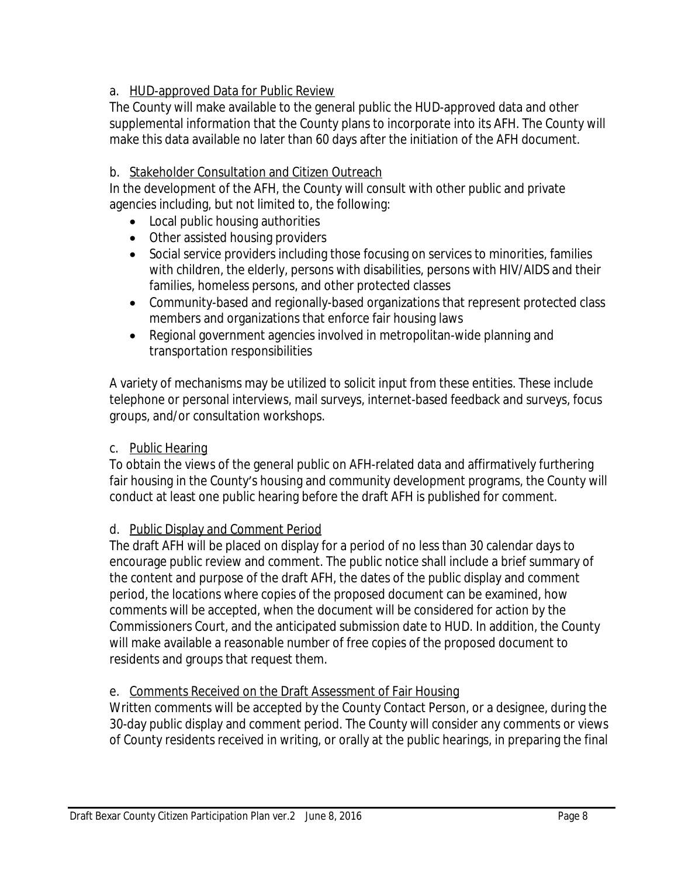a. HUD-approved Data for Public Review

The County will make available to the general public the HUD-approved data and other supplemental information that the County plans to incorporate into its AFH. The County will make this data available no later than 60 days after the initiation of the AFH document.

b. Stakeholder Consultation and Citizen Outreach

In the development of the AFH, the County will consult with other public and private agencies including, but not limited to, the following:

- Local public housing authorities
- Other assisted housing providers
- Social service providers including those focusing on services to minorities, families with children, the elderly, persons with disabilities, persons with HIV/AIDS and their families, homeless persons, and other protected classes
- Community-based and regionally-based organizations that represent protected class members and organizations that enforce fair housing laws
- Regional government agencies involved in metropolitan-wide planning and transportation responsibilities

A variety of mechanisms may be utilized to solicit input from these entities. These include telephone or personal interviews, mail surveys, internet-based feedback and surveys, focus groups, and/or consultation workshops.

c. Public Hearing

To obtain the views of the general public on AFH-related data and affirmatively furthering fair housing in the County's housing and community development programs, the County will conduct at least one public hearing before the draft AFH is published for comment.

d. Public Display and Comment Period

The draft AFH will be placed on display for a period of no less than 30 calendar days to encourage public review and comment. The public notice shall include a brief summary of the content and purpose of the draft AFH, the dates of the public display and comment period, the locations where copies of the proposed document can be examined, how comments will be accepted, when the document will be considered for action by the Commissioners Court, and the anticipated submission date to HUD. In addition, the County will make available a reasonable number of free copies of the proposed document to residents and groups that request them.

e. Comments Received on the Draft Assessment of Fair Housing

Written comments will be accepted by the County Contact Person, or a designee, during the 30-day public display and comment period. The County will consider any comments or views of County residents received in writing, or orally at the public hearings, in preparing the final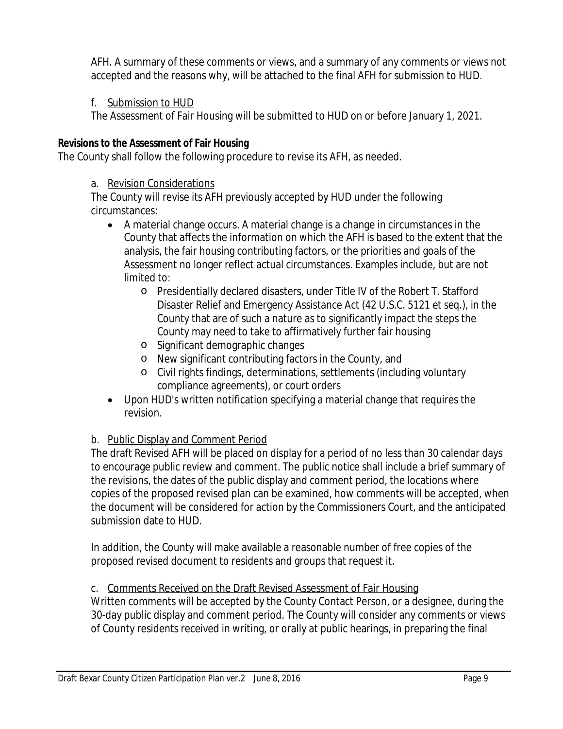AFH. A summary of these comments or views, and a summary of any comments or views not accepted and the reasons why, will be attached to the final AFH for submission to HUD.

f. Submission to HUD

The Assessment of Fair Housing will be submitted to HUD on or before January 1, 2021.

**Revisions to the Assessment of Fair Housing**

The County shall follow the following procedure to revise its AFH, as needed.

a. Revision Considerations

The County will revise its AFH previously accepted by HUD under the following circumstances:

- A material change occurs. A material change is a change in circumstances in the County that affects the information on which the AFH is based to the extent that the analysis, the fair housing contributing factors, or the priorities and goals of the Assessment no longer reflect actual circumstances. Examples include, but are not limited to:
  - Presidentially declared disasters, under Title IV of the Robert T. Stafford Disaster Relief and Emergency Assistance Act (42 U.S.C. 5121 et seq.), in the County that are of such a nature as to significantly impact the steps the County may need to take to affirmatively further fair housing
  - Significant demographic changes
  - New significant contributing factors in the County, and
  - Civil rights findings, determinations, settlements (including voluntary compliance agreements), or court orders
- Upon HUD's written notification specifying a material change that requires the revision.

b. Public Display and Comment Period

The draft Revised AFH will be placed on display for a period of no less than 30 calendar days to encourage public review and comment. The public notice shall include a brief summary of the revisions, the dates of the public display and comment period, the locations where copies of the proposed revised plan can be examined, how comments will be accepted, when the document will be considered for action by the Commissioners Court, and the anticipated submission date to HUD.

In addition, the County will make available a reasonable number of free copies of the proposed revised document to residents and groups that request it.

c. Comments Received on the Draft Revised Assessment of Fair Housing

Written comments will be accepted by the County Contact Person, or a designee, during the 30-day public display and comment period. The County will consider any comments or views of County residents received in writing, or orally at public hearings, in preparing the final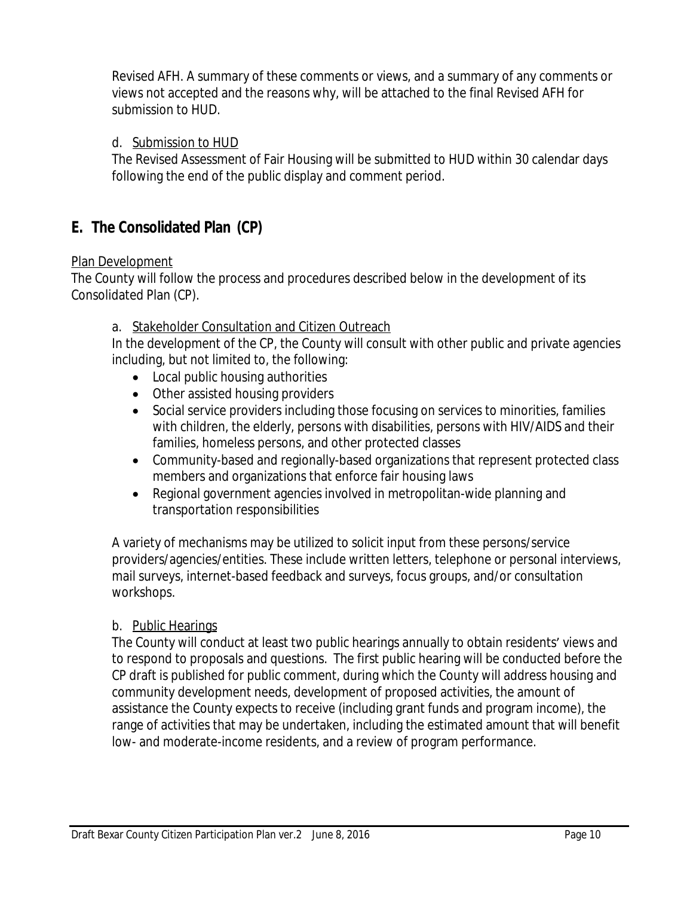Revised AFH. A summary of these comments or views, and a summary of any comments or views not accepted and the reasons why, will be attached to the final Revised AFH for submission to HUD.

d. Submission to HUD

The Revised Assessment of Fair Housing will be submitted to HUD within 30 calendar days following the end of the public display and comment period.

## E. The Consolidated Plan (CP)

Plan Development

The County will follow the process and procedures described below in the development of its Consolidated Plan (CP).

a. Stakeholder Consultation and Citizen Outreach

In the development of the CP, the County will consult with other public and private agencies including, but not limited to, the following:

- Local public housing authorities
- Other assisted housing providers
- Social service providers including those focusing on services to minorities, families with children, the elderly, persons with disabilities, persons with HIV/AIDS and their families, homeless persons, and other protected classes
- Community-based and regionally-based organizations that represent protected class members and organizations that enforce fair housing laws
- Regional government agencies involved in metropolitan-wide planning and transportation responsibilities

A variety of mechanisms may be utilized to solicit input from these persons/service providers/agencies/entities. These include written letters, telephone or personal interviews, mail surveys, internet-based feedback and surveys, focus groups, and/or consultation workshops.

b. Public Hearings

The County will conduct at least two public hearings annually to obtain residents' views and to respond to proposals and questions. The first public hearing will be conducted before the CP draft is published for public comment, during which the County will address housing and community development needs, development of proposed activities, the amount of assistance the County expects to receive (including grant funds and program income), the range of activities that may be undertaken, including the estimated amount that will benefit low- and moderate-income residents, and a review of program performance.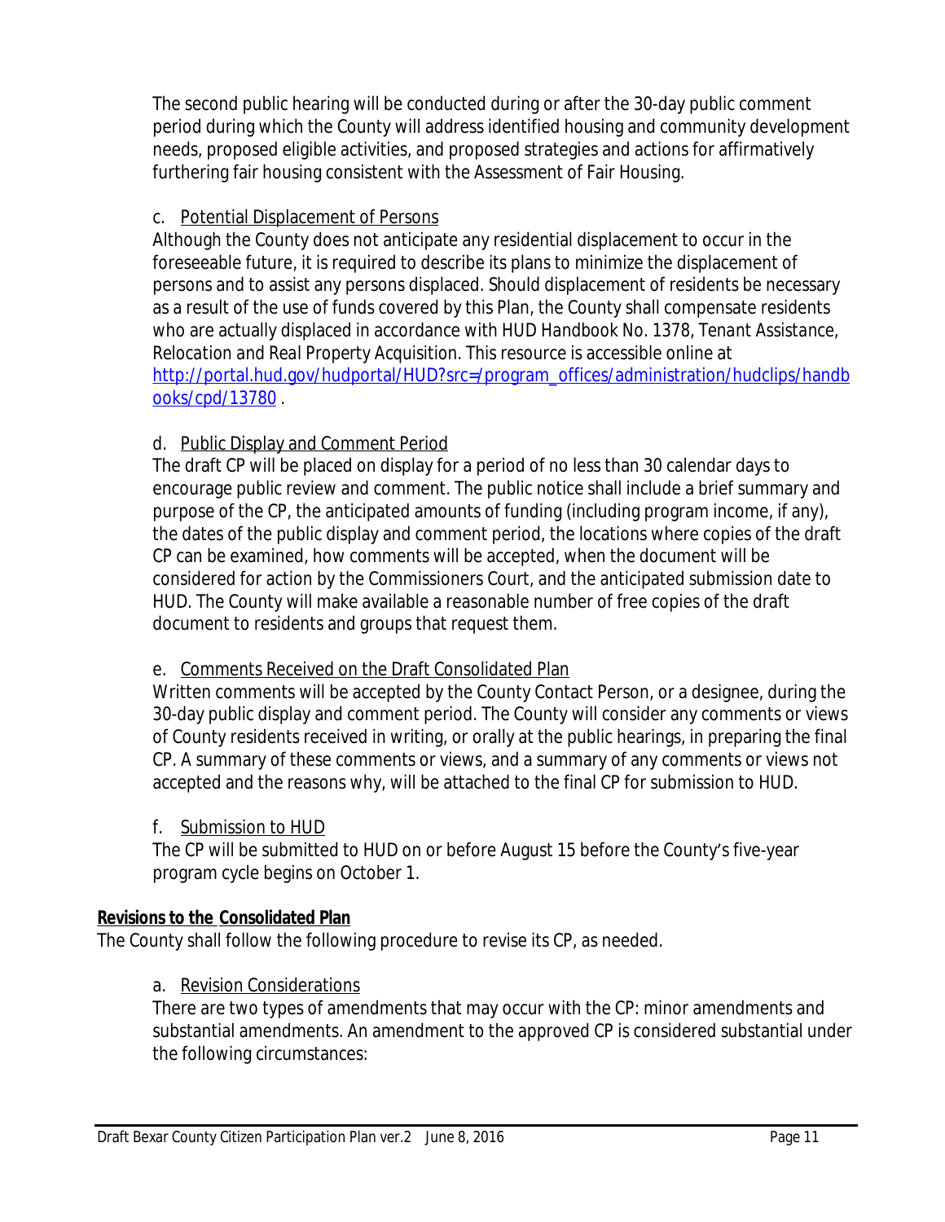The second public hearing will be conducted during or after the 30-day public comment period during which the County will address identified housing and community development needs, proposed eligible activities, and proposed strategies and actions for affirmatively furthering fair housing consistent with the Assessment of Fair Housing.

c. Potential Displacement of Persons

Although the County does not anticipate any residential displacement to occur in the foreseeable future, it is required to describe its plans to minimize the displacement of persons and to assist any persons displaced. Should displacement of residents be necessary as a result of the use of funds covered by this Plan, the County shall compensate residents who are actually displaced in accordance with *HUD Handbook No. 1378, Tenant Assistance, Relocation and Real Property Acquisition*. This resource is accessible online at [http://portal.hud.gov/hudportal/HUD?src=/program_offices/administration/hudclips/handbooks/cpd/13780](http://portal.hud.gov/hudportal/HUD?src=/program_offices/administration/hudclips/handbooks/cpd/13780) .

d. Public Display and Comment Period

The draft CP will be placed on display for a period of no less than 30 calendar days to encourage public review and comment. The public notice shall include a brief summary and purpose of the CP, the anticipated amounts of funding (including program income, if any), the dates of the public display and comment period, the locations where copies of the draft CP can be examined, how comments will be accepted, when the document will be considered for action by the Commissioners Court, and the anticipated submission date to HUD. The County will make available a reasonable number of free copies of the draft document to residents and groups that request them.

e. Comments Received on the Draft Consolidated Plan

Written comments will be accepted by the County Contact Person, or a designee, during the 30-day public display and comment period. The County will consider any comments or views of County residents received in writing, or orally at the public hearings, in preparing the final CP. A summary of these comments or views, and a summary of any comments or views not accepted and the reasons why, will be attached to the final CP for submission to HUD.

f. Submission to HUD

The CP will be submitted to HUD on or before August 15 before the County's five-year program cycle begins on October 1.

**Revisions to the Consolidated Plan**

The County shall follow the following procedure to revise its CP, as needed.

a. Revision Considerations

There are two types of amendments that may occur with the CP: minor amendments and substantial amendments. An amendment to the approved CP is considered substantial under the following circumstances: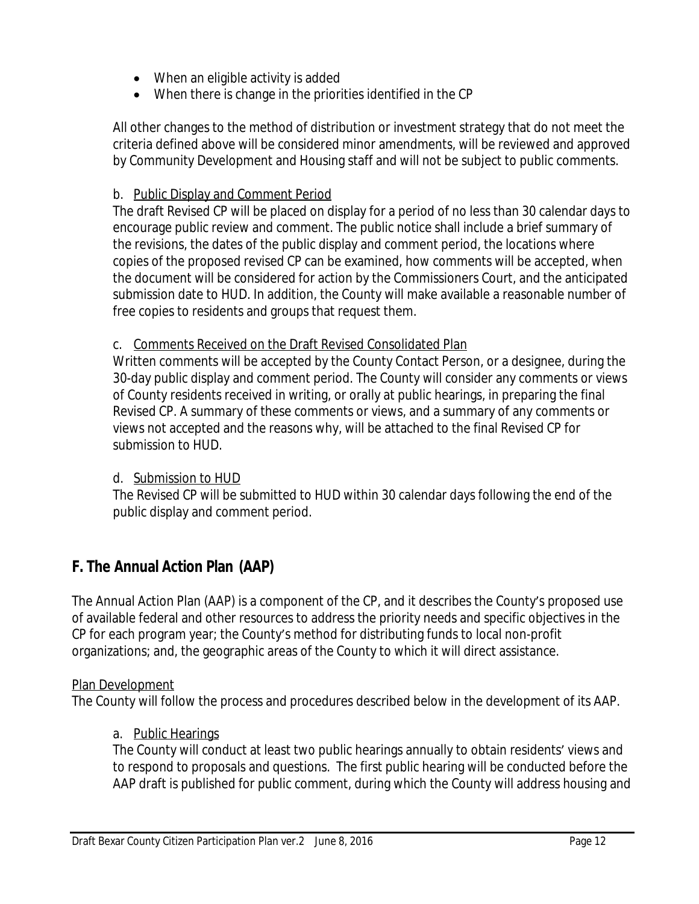- When an eligible activity is added
- When there is change in the priorities identified in the CP

All other changes to the method of distribution or investment strategy that do not meet the criteria defined above will be considered minor amendments, will be reviewed and approved by Community Development and Housing staff and will not be subject to public comments.

b. Public Display and Comment Period

The draft Revised CP will be placed on display for a period of no less than 30 calendar days to encourage public review and comment. The public notice shall include a brief summary of the revisions, the dates of the public display and comment period, the locations where copies of the proposed revised CP can be examined, how comments will be accepted, when the document will be considered for action by the Commissioners Court, and the anticipated submission date to HUD. In addition, the County will make available a reasonable number of free copies to residents and groups that request them.

c. Comments Received on the Draft Revised Consolidated Plan

Written comments will be accepted by the County Contact Person, or a designee, during the 30-day public display and comment period. The County will consider any comments or views of County residents received in writing, or orally at public hearings, in preparing the final Revised CP. A summary of these comments or views, and a summary of any comments or views not accepted and the reasons why, will be attached to the final Revised CP for submission to HUD.

d. Submission to HUD

The Revised CP will be submitted to HUD within 30 calendar days following the end of the public display and comment period.

## F. The Annual Action Plan (AAP)

The Annual Action Plan (AAP) is a component of the CP, and it describes the County's proposed use of available federal and other resources to address the priority needs and specific objectives in the CP for each program year; the County's method for distributing funds to local non-profit organizations; and, the geographic areas of the County to which it will direct assistance.

Plan Development

The County will follow the process and procedures described below in the development of its AAP.

a. Public Hearings

The County will conduct at least two public hearings annually to obtain residents' views and to respond to proposals and questions. The first public hearing will be conducted before the AAP draft is published for public comment, during which the County will address housing and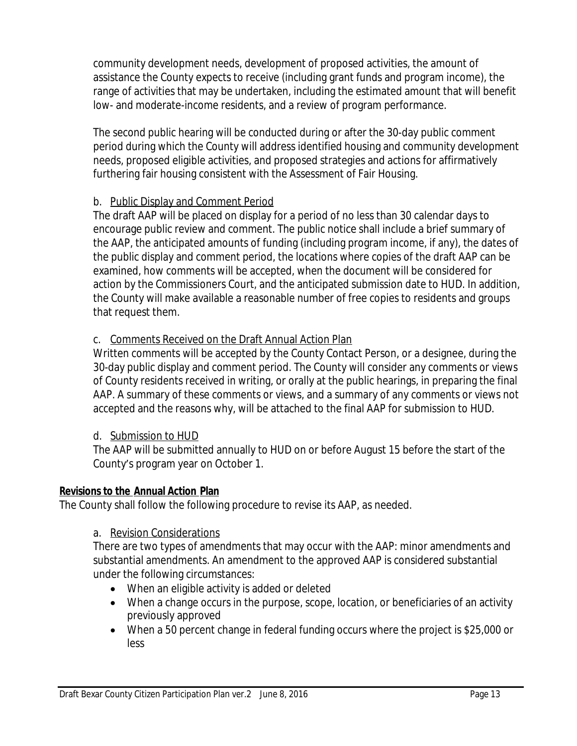community development needs, development of proposed activities, the amount of assistance the County expects to receive (including grant funds and program income), the range of activities that may be undertaken, including the estimated amount that will benefit low- and moderate-income residents, and a review of program performance.

The second public hearing will be conducted during or after the 30-day public comment period during which the County will address identified housing and community development needs, proposed eligible activities, and proposed strategies and actions for affirmatively furthering fair housing consistent with the Assessment of Fair Housing.

b. Public Display and Comment Period

The draft AAP will be placed on display for a period of no less than 30 calendar days to encourage public review and comment. The public notice shall include a brief summary of the AAP, the anticipated amounts of funding (including program income, if any), the dates of the public display and comment period, the locations where copies of the draft AAP can be examined, how comments will be accepted, when the document will be considered for action by the Commissioners Court, and the anticipated submission date to HUD. In addition, the County will make available a reasonable number of free copies to residents and groups that request them.

c. Comments Received on the Draft Annual Action Plan

Written comments will be accepted by the County Contact Person, or a designee, during the 30-day public display and comment period. The County will consider any comments or views of County residents received in writing, or orally at the public hearings, in preparing the final AAP. A summary of these comments or views, and a summary of any comments or views not accepted and the reasons why, will be attached to the final AAP for submission to HUD.

d. Submission to HUD

The AAP will be submitted annually to HUD on or before August 15 before the start of the County's program year on October 1.

**Revisions to the Annual Action Plan**

The County shall follow the following procedure to revise its AAP, as needed.

a. Revision Considerations

There are two types of amendments that may occur with the AAP: minor amendments and substantial amendments. An amendment to the approved AAP is considered substantial under the following circumstances:

- When an eligible activity is added or deleted
- When a change occurs in the purpose, scope, location, or beneficiaries of an activity previously approved
- When a 50 percent change in federal funding occurs where the project is $25,000 or less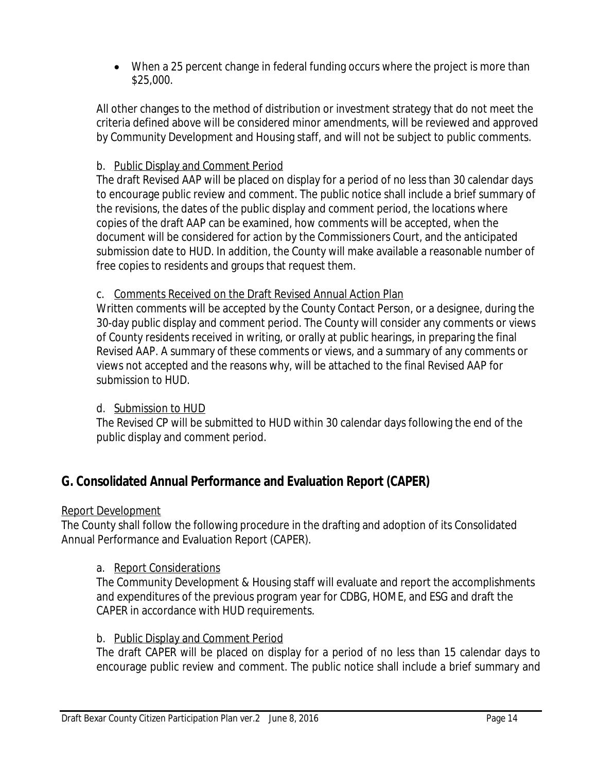- When a 25 percent change in federal funding occurs where the project is more than $25,000.

All other changes to the method of distribution or investment strategy that do not meet the criteria defined above will be considered minor amendments, will be reviewed and approved by Community Development and Housing staff, and will not be subject to public comments.

b. Public Display and Comment Period

The draft Revised AAP will be placed on display for a period of no less than 30 calendar days to encourage public review and comment. The public notice shall include a brief summary of the revisions, the dates of the public display and comment period, the locations where copies of the draft AAP can be examined, how comments will be accepted, when the document will be considered for action by the Commissioners Court, and the anticipated submission date to HUD. In addition, the County will make available a reasonable number of free copies to residents and groups that request them.

c. Comments Received on the Draft Revised Annual Action Plan

Written comments will be accepted by the County Contact Person, or a designee, during the 30-day public display and comment period. The County will consider any comments or views of County residents received in writing, or orally at public hearings, in preparing the final Revised AAP. A summary of these comments or views, and a summary of any comments or views not accepted and the reasons why, will be attached to the final Revised AAP for submission to HUD.

d. Submission to HUD

The Revised CP will be submitted to HUD within 30 calendar days following the end of the public display and comment period.

## G. Consolidated Annual Performance and Evaluation Report (CAPER)

Report Development

The County shall follow the following procedure in the drafting and adoption of its Consolidated Annual Performance and Evaluation Report (CAPER).

a. Report Considerations

The Community Development & Housing staff will evaluate and report the accomplishments and expenditures of the previous program year for CDBG, HOME, and ESG and draft the CAPER in accordance with HUD requirements.

b. Public Display and Comment Period

The draft CAPER will be placed on display for a period of no less than 15 calendar days to encourage public review and comment. The public notice shall include a brief summary and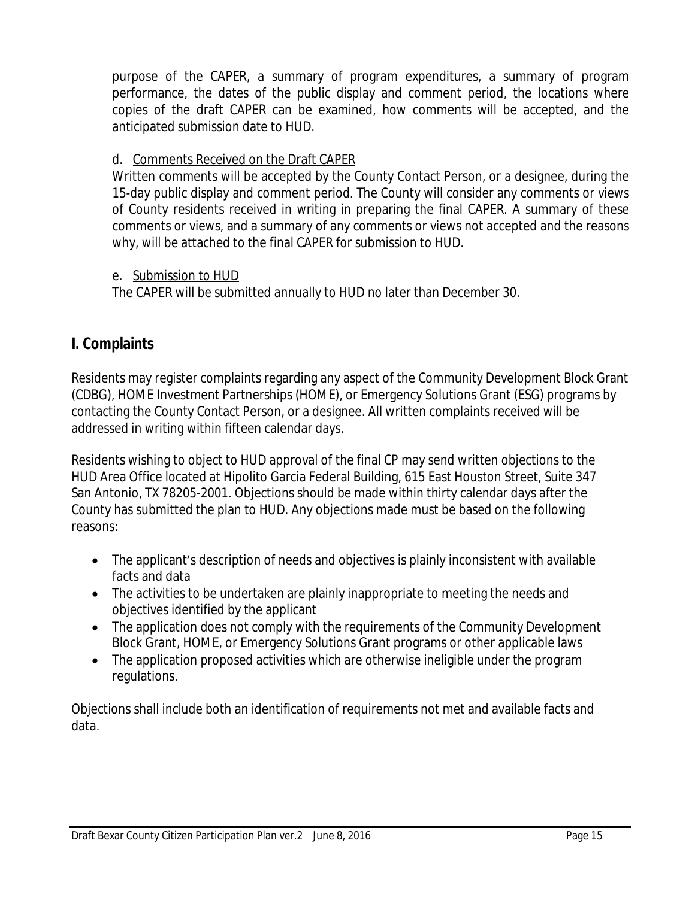purpose of the CAPER, a summary of program expenditures, a summary of program performance, the dates of the public display and comment period, the locations where copies of the draft CAPER can be examined, how comments will be accepted, and the anticipated submission date to HUD.

d. Comments Received on the Draft CAPER

Written comments will be accepted by the County Contact Person, or a designee, during the 15-day public display and comment period. The County will consider any comments or views of County residents received in writing in preparing the final CAPER. A summary of these comments or views, and a summary of any comments or views not accepted and the reasons why, will be attached to the final CAPER for submission to HUD.

e. Submission to HUD

The CAPER will be submitted annually to HUD no later than December 30.

## I. Complaints

Residents may register complaints regarding any aspect of the Community Development Block Grant (CDBG), HOME Investment Partnerships (HOME), or Emergency Solutions Grant (ESG) programs by contacting the County Contact Person, or a designee. All written complaints received will be addressed in writing within fifteen calendar days.

Residents wishing to object to HUD approval of the final CP may send written objections to the HUD Area Office located at Hipolito Garcia Federal Building, 615 East Houston Street, Suite 347 San Antonio, TX 78205-2001. Objections should be made within thirty calendar days after the County has submitted the plan to HUD. Any objections made must be based on the following reasons:

- The applicant's description of needs and objectives is plainly inconsistent with available facts and data
- The activities to be undertaken are plainly inappropriate to meeting the needs and objectives identified by the applicant
- The application does not comply with the requirements of the Community Development Block Grant, HOME, or Emergency Solutions Grant programs or other applicable laws
- The application proposed activities which are otherwise ineligible under the program regulations.

Objections shall include both an identification of requirements not met and available facts and data.